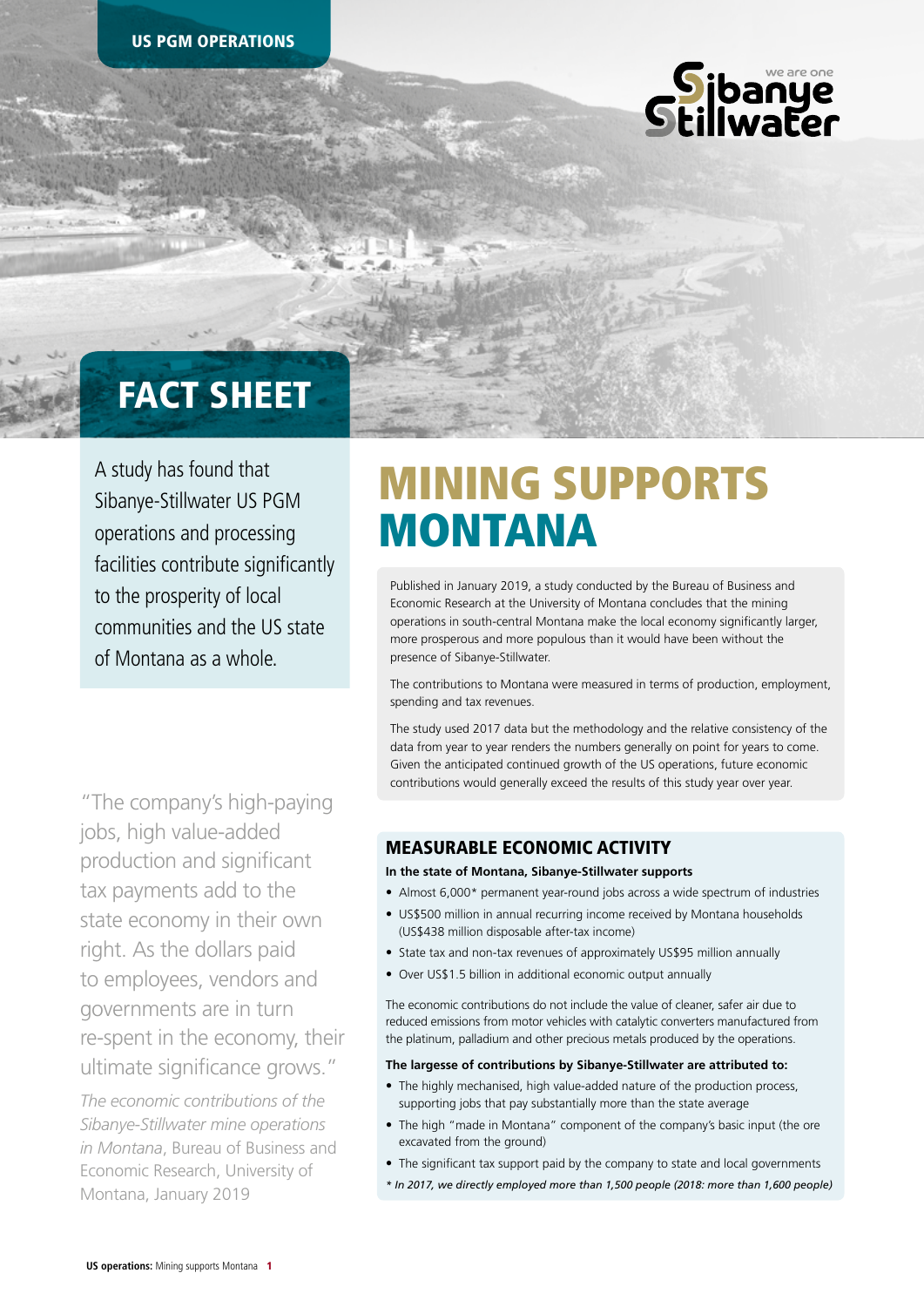US PGM OPERATIONS

# FACT SHEET

A study has found that Sibanye-Stillwater US PGM operations and processing facilities contribute significantly to the prosperity of local communities and the US state of Montana as a whole.

# MINING SUPPORTS MONTANA

Published in January 2019, a study conducted by the Bureau of Business and Economic Research at the University of Montana concludes that the mining operations in south-central Montana make the local economy significantly larger, more prosperous and more populous than it would have been without the presence of Sibanye-Stillwater.

The contributions to Montana were measured in terms of production, employment, spending and tax revenues.

The study used 2017 data but the methodology and the relative consistency of the data from year to year renders the numbers generally on point for years to come. Given the anticipated continued growth of the US operations, future economic contributions would generally exceed the results of this study year over year.

"The company's high-paying jobs, high value-added production and significant tax payments add to the state economy in their own right. As the dollars paid to employees, vendors and governments are in turn re-spent in the economy, their ultimate significance grows."

*The economic contributions of the Sibanye-Stillwater mine operations in Montana*, Bureau of Business and Economic Research, University of Montana, January 2019

## MEASURABLE ECONOMIC ACTIVITY

**In the state of Montana, Sibanye-Stillwater supports**

- Almost 6,000* permanent year-round jobs across a wide spectrum of industries
- US$500 million in annual recurring income received by Montana households (US$438 million disposable after-tax income)
- State tax and non-tax revenues of approximately US$95 million annually
- Over US$1.5 billion in additional economic output annually

The economic contributions do not include the value of cleaner, safer air due to reduced emissions from motor vehicles with catalytic converters manufactured from the platinum, palladium and other precious metals produced by the operations.

**The largesse of contributions by Sibanye-Stillwater are attributed to:**

- The highly mechanised, high value-added nature of the production process, supporting jobs that pay substantially more than the state average
- The high "made in Montana" component of the company's basic input (the ore excavated from the ground)
- The significant tax support paid by the company to state and local governments

*\* In 2017, we directly employed more than 1,500 people (2018: more than 1,600 people)*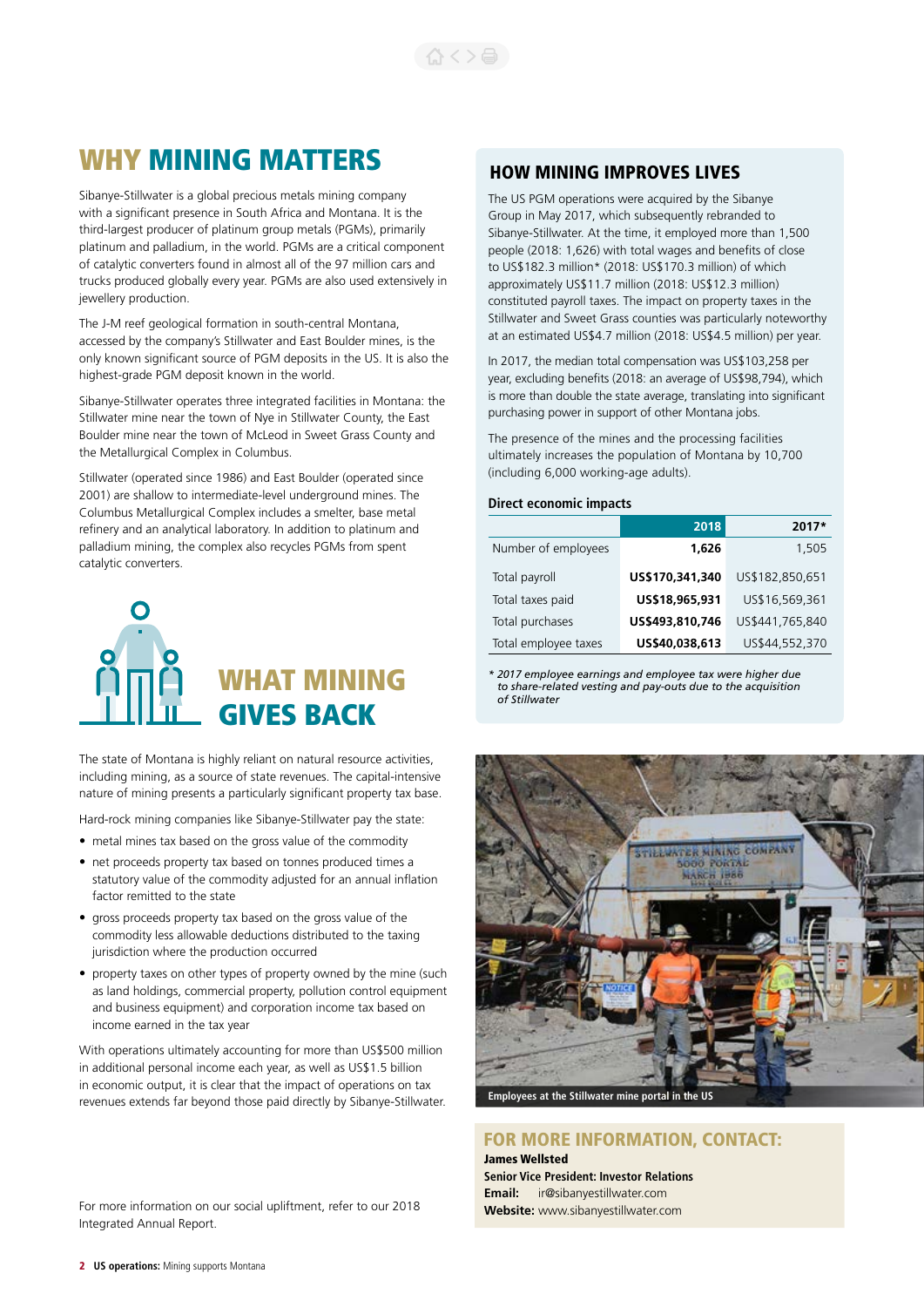# WHY MINING MATTERS

Sibanye-Stillwater is a global precious metals mining company with a significant presence in South Africa and Montana. It is the third-largest producer of platinum group metals (PGMs), primarily platinum and palladium, in the world. PGMs are a critical component of catalytic converters found in almost all of the 97 million cars and trucks produced globally every year. PGMs are also used extensively in jewellery production.

The J-M reef geological formation in south-central Montana, accessed by the company's Stillwater and East Boulder mines, is the only known significant source of PGM deposits in the US. It is also the highest-grade PGM deposit known in the world.

Sibanye-Stillwater operates three integrated facilities in Montana: the Stillwater mine near the town of Nye in Stillwater County, the East Boulder mine near the town of McLeod in Sweet Grass County and the Metallurgical Complex in Columbus.

Stillwater (operated since 1986) and East Boulder (operated since 2001) are shallow to intermediate-level underground mines. The Columbus Metallurgical Complex includes a smelter, base metal refinery and an analytical laboratory. In addition to platinum and palladium mining, the complex also recycles PGMs from spent catalytic converters.

# WHAT MINING GIVES BACK

The state of Montana is highly reliant on natural resource activities, including mining, as a source of state revenues. The capital-intensive nature of mining presents a particularly significant property tax base.

Hard-rock mining companies like Sibanye-Stillwater pay the state:

- metal mines tax based on the gross value of the commodity
- net proceeds property tax based on tonnes produced times a statutory value of the commodity adjusted for an annual inflation factor remitted to the state
- gross proceeds property tax based on the gross value of the commodity less allowable deductions distributed to the taxing jurisdiction where the production occurred
- property taxes on other types of property owned by the mine (such as land holdings, commercial property, pollution control equipment and business equipment) and corporation income tax based on income earned in the tax year

With operations ultimately accounting for more than US$500 million in additional personal income each year, as well as US$1.5 billion in economic output, it is clear that the impact of operations on tax revenues extends far beyond those paid directly by Sibanye-Stillwater.

For more information on our social upliftment, refer to our 2018 Integrated Annual Report.

## HOW MINING IMPROVES LIVES

The US PGM operations were acquired by the Sibanye Group in May 2017, which subsequently rebranded to Sibanye-Stillwater. At the time, it employed more than 1,500 people (2018: 1,626) with total wages and benefits of close to US$182.3 million* (2018: US$170.3 million) of which approximately US$11.7 million (2018: US$12.3 million) constituted payroll taxes. The impact on property taxes in the Stillwater and Sweet Grass counties was particularly noteworthy at an estimated US$4.7 million (2018: US$4.5 million) per year.

In 2017, the median total compensation was US$103,258 per year, excluding benefits (2018: an average of US$98,794), which is more than double the state average, translating into significant purchasing power in support of other Montana jobs.

The presence of the mines and the processing facilities ultimately increases the population of Montana by 10,700 (including 6,000 working-age adults).

**Direct economic impacts**

| | 2018 | 2017* |
|---|---|---|
| Number of employees | **1,626** | 1,505 |
| Total payroll | **US$170,341,340** | US$182,850,651 |
| Total taxes paid | **US$18,965,931** | US$16,569,361 |
| Total purchases | **US$493,810,746** | US$441,765,840 |
| Total employee taxes | **US$40,038,613** | US$44,552,370 |

*\* 2017 employee earnings and employee tax were higher due to share-related vesting and pay-outs due to the acquisition of Stillwater*

Employees at the Stillwater mine portal in the US

## FOR MORE INFORMATION, CONTACT:

**James Wellsted**
**Senior Vice President: Investor Relations**
**Email:** ir@sibanyestillwater.com
**Website:** www.sibanyestillwater.com